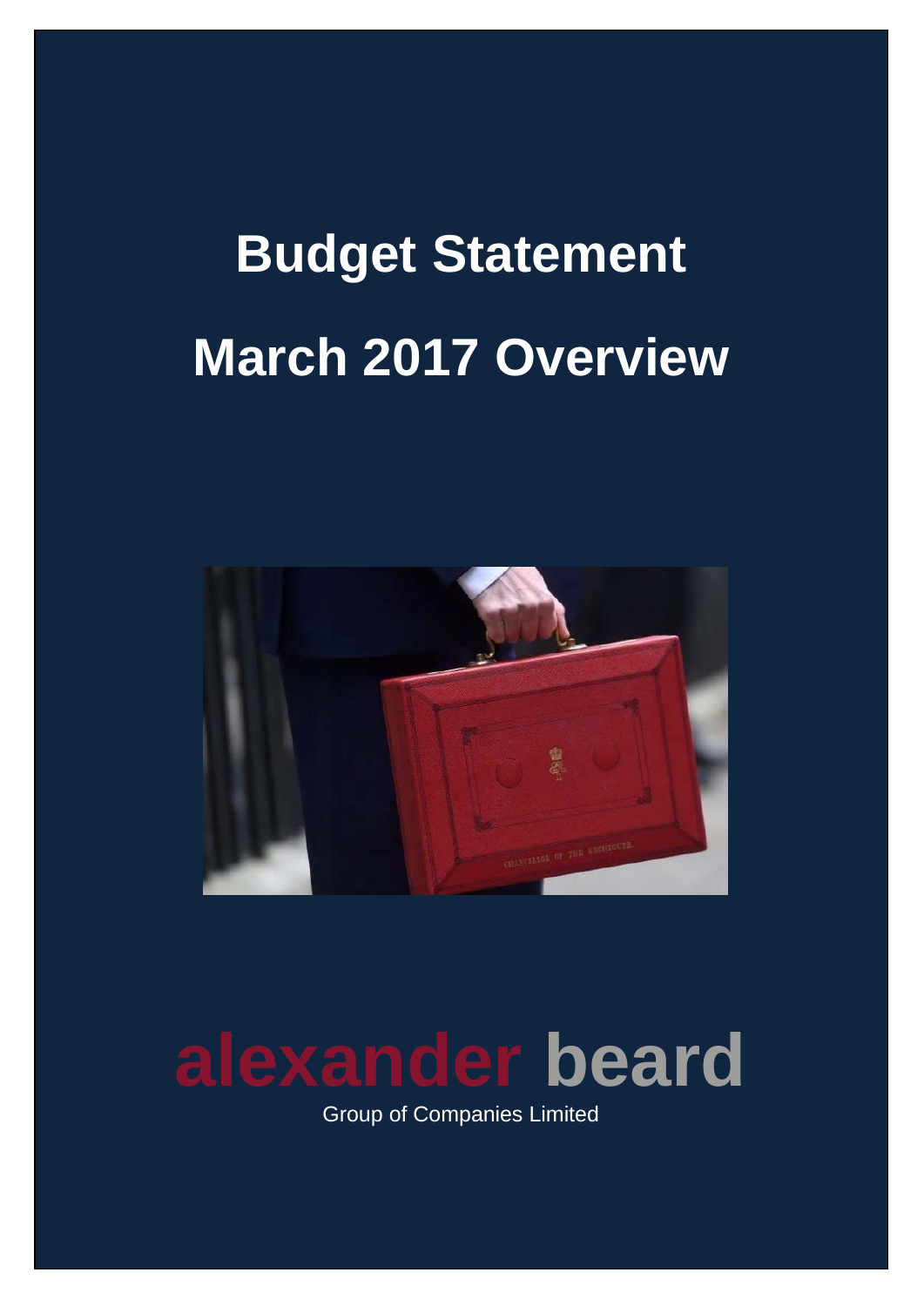# Budget Statement

# March 2017 Overview

**alexander beard**

Group of Companies Limited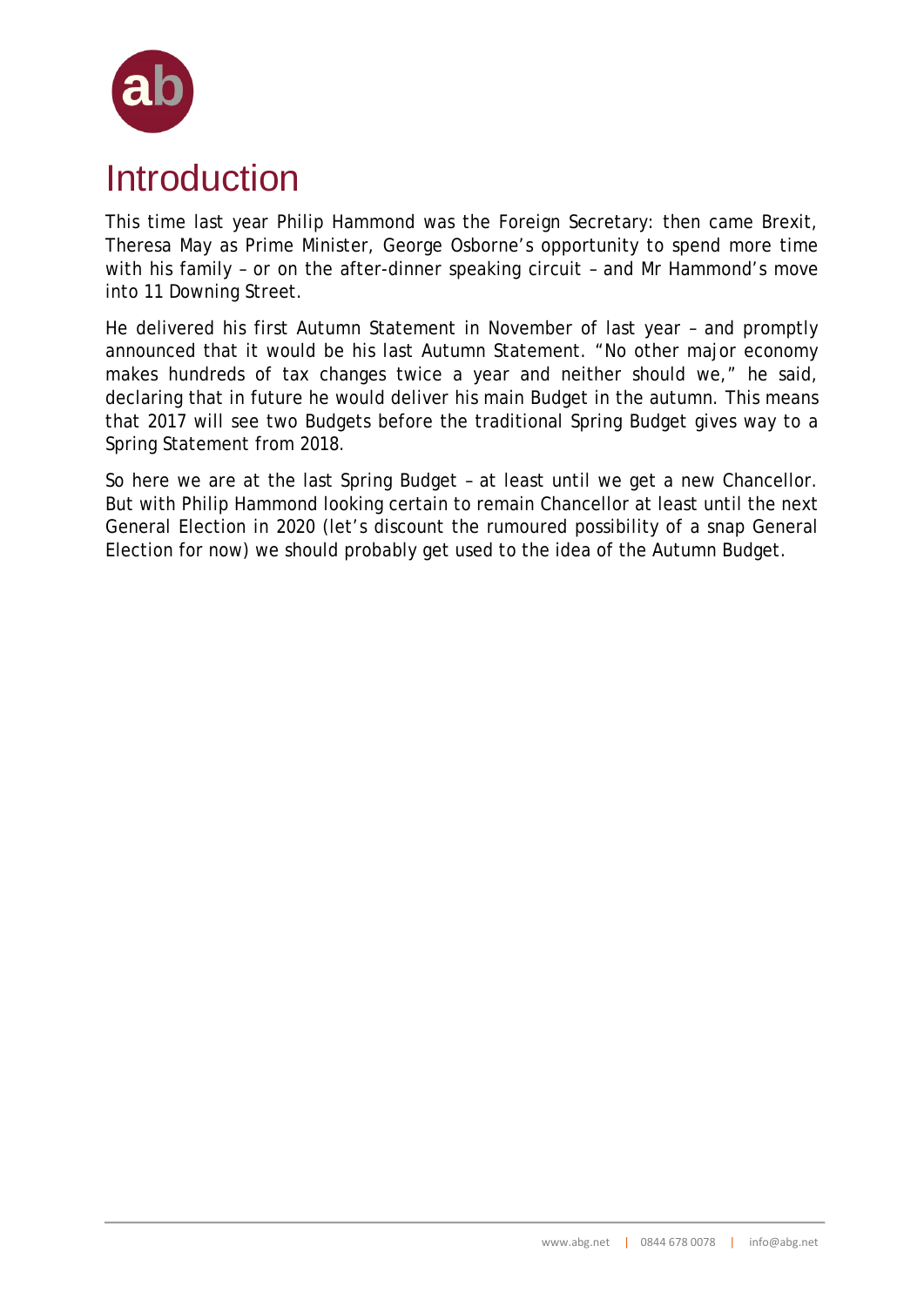# Introduction

This time last year Philip Hammond was the Foreign Secretary: then came Brexit, Theresa May as Prime Minister, George Osborne's opportunity to spend more time with his family – or on the after-dinner speaking circuit – and Mr Hammond's move into 11 Downing Street.

He delivered his first Autumn Statement in November of last year – and promptly announced that it would be his last Autumn Statement. "No other major economy makes hundreds of tax changes twice a year and neither should we," he said, declaring that in future he would deliver his main Budget in the autumn. This means that 2017 will see two Budgets before the traditional Spring Budget gives way to a Spring Statement from 2018.

So here we are at the last Spring Budget – at least until we get a new Chancellor. But with Philip Hammond looking certain to remain Chancellor at least until the next General Election in 2020 (let's discount the rumoured possibility of a snap General Election for now) we should probably get used to the idea of the Autumn Budget.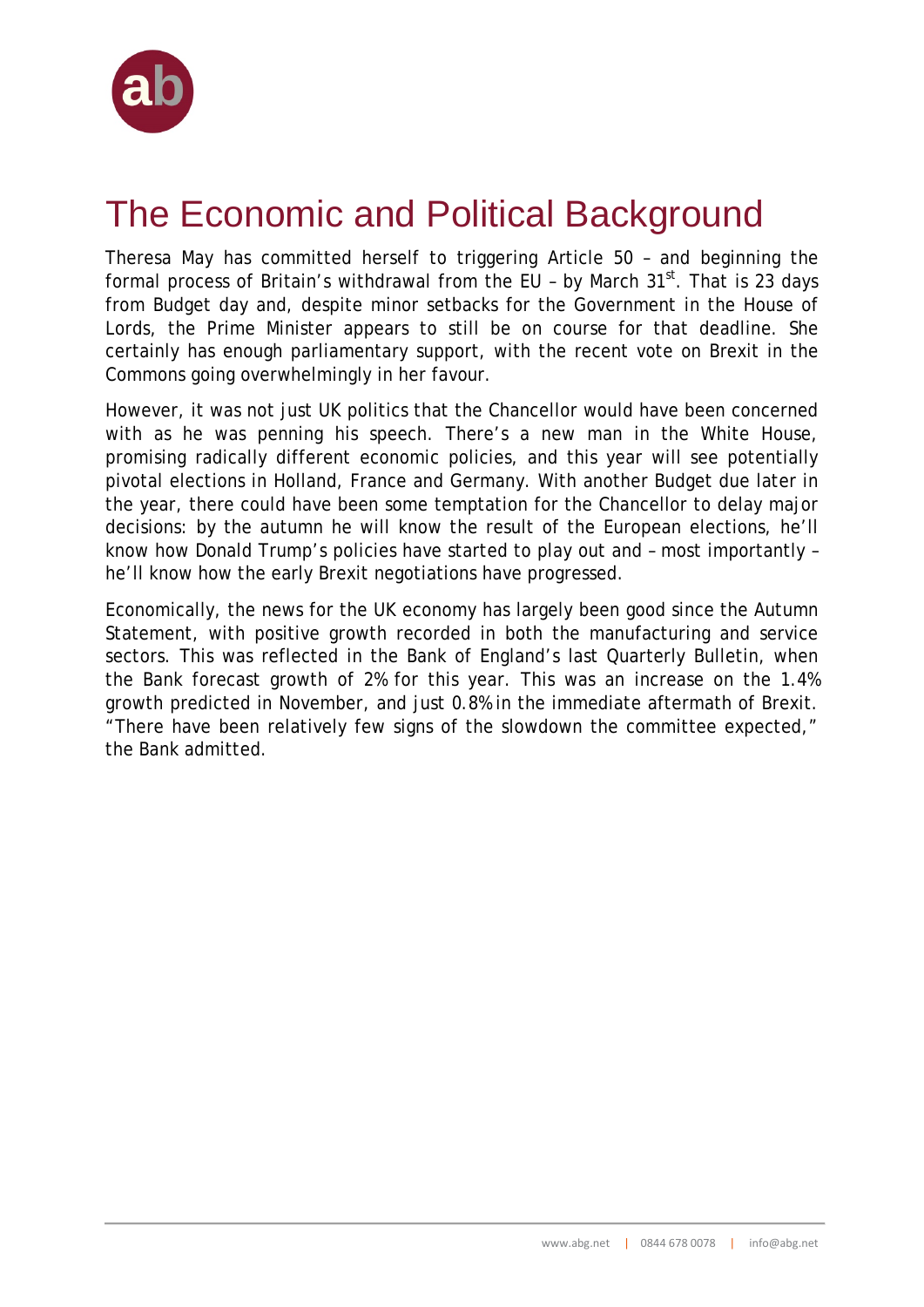# The Economic and Political Background

Theresa May has committed herself to triggering Article 50 – and beginning the formal process of Britain's withdrawal from the EU – by March 31st. That is 23 days from Budget day and, despite minor setbacks for the Government in the House of Lords, the Prime Minister appears to still be on course for that deadline. She certainly has enough parliamentary support, with the recent vote on Brexit in the Commons going overwhelmingly in her favour.

However, it was not just UK politics that the Chancellor would have been concerned with as he was penning his speech. There's a new man in the White House, promising radically different economic policies, and this year will see potentially pivotal elections in Holland, France and Germany. With another Budget due later in the year, there could have been some temptation for the Chancellor to delay major decisions: by the autumn he will know the result of the European elections, he'll know how Donald Trump's policies have started to play out and – most importantly – he'll know how the early Brexit negotiations have progressed.

Economically, the news for the UK economy has largely been good since the Autumn Statement, with positive growth recorded in both the manufacturing and service sectors. This was reflected in the Bank of England's last Quarterly Bulletin, when the Bank forecast growth of 2% for this year. This was an increase on the 1.4% growth predicted in November, and just 0.8% in the immediate aftermath of Brexit. "There have been relatively few signs of the slowdown the committee expected," the Bank admitted.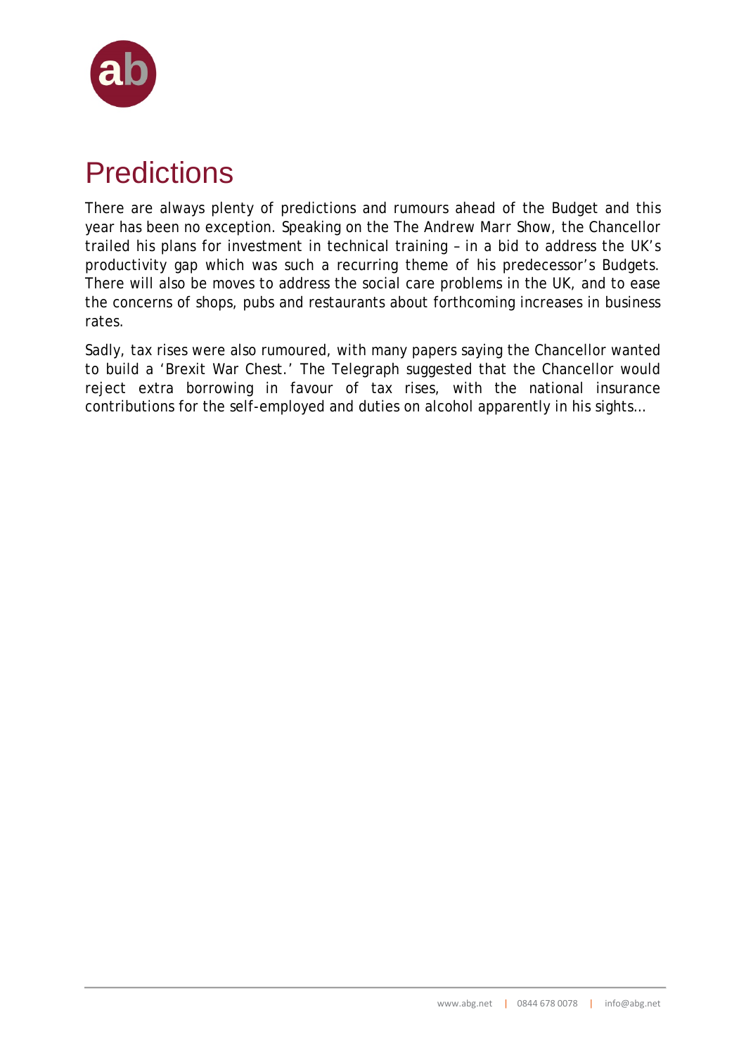# Predictions

There are always plenty of predictions and rumours ahead of the Budget and this year has been no exception. Speaking on the The Andrew Marr Show, the Chancellor trailed his plans for investment in technical training – in a bid to address the UK's productivity gap which was such a recurring theme of his predecessor's Budgets. There will also be moves to address the social care problems in the UK, and to ease the concerns of shops, pubs and restaurants about forthcoming increases in business rates.

Sadly, tax rises were also rumoured, with many papers saying the Chancellor wanted to build a 'Brexit War Chest.' The Telegraph suggested that the Chancellor would reject extra borrowing in favour of tax rises, with the national insurance contributions for the self-employed and duties on alcohol apparently in his sights…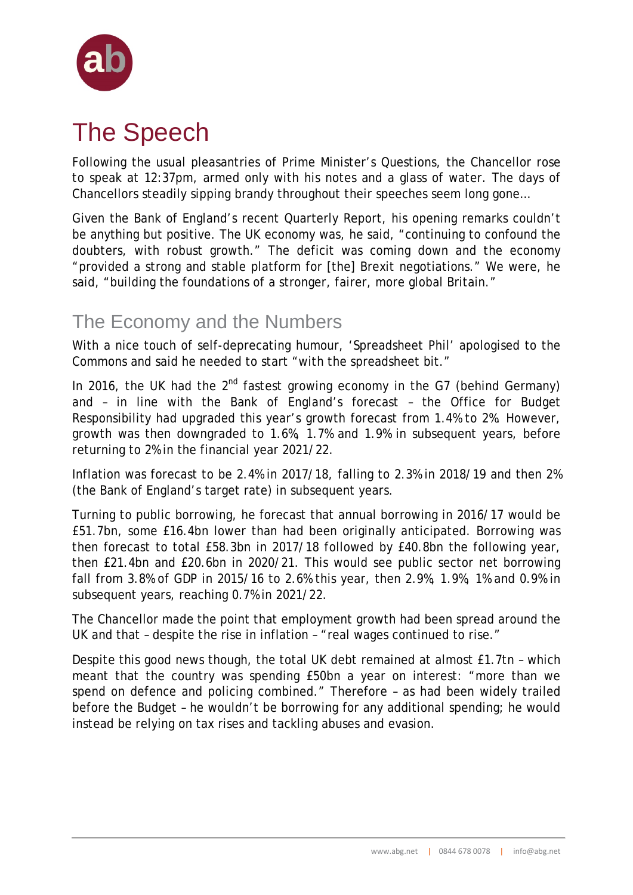# The Speech

Following the usual pleasantries of Prime Minister's Questions, the Chancellor rose to speak at 12:37pm, armed only with his notes and a glass of water. The days of Chancellors steadily sipping brandy throughout their speeches seem long gone…

Given the Bank of England's recent Quarterly Report, his opening remarks couldn't be anything but positive. The UK economy was, he said, "continuing to confound the doubters, with robust growth." The deficit was coming down and the economy "provided a strong and stable platform for [the] Brexit negotiations." We were, he said, "building the foundations of a stronger, fairer, more global Britain."

## The Economy and the Numbers

With a nice touch of self-deprecating humour, 'Spreadsheet Phil' apologised to the Commons and said he needed to start "with the spreadsheet bit."

In 2016, the UK had the 2nd fastest growing economy in the G7 (behind Germany) and – in line with the Bank of England's forecast – the Office for Budget Responsibility had upgraded this year's growth forecast from 1.4% to 2%. However, growth was then downgraded to 1.6%, 1.7% and 1.9% in subsequent years, before returning to 2% in the financial year 2021/22.

Inflation was forecast to be 2.4% in 2017/18, falling to 2.3% in 2018/19 and then 2% (the Bank of England's target rate) in subsequent years.

Turning to public borrowing, he forecast that annual borrowing in 2016/17 would be £51.7bn, some £16.4bn lower than had been originally anticipated. Borrowing was then forecast to total £58.3bn in 2017/18 followed by £40.8bn the following year, then £21.4bn and £20.6bn in 2020/21. This would see public sector net borrowing fall from 3.8% of GDP in 2015/16 to 2.6% this year, then 2.9%, 1.9%, 1% and 0.9% in subsequent years, reaching 0.7% in 2021/22.

The Chancellor made the point that employment growth had been spread around the UK and that – despite the rise in inflation – "real wages continued to rise."

Despite this good news though, the total UK debt remained at almost £1.7tn – which meant that the country was spending £50bn a year on interest: "more than we spend on defence and policing combined." Therefore – as had been widely trailed before the Budget – he wouldn't be borrowing for any additional spending; he would instead be relying on tax rises and tackling abuses and evasion.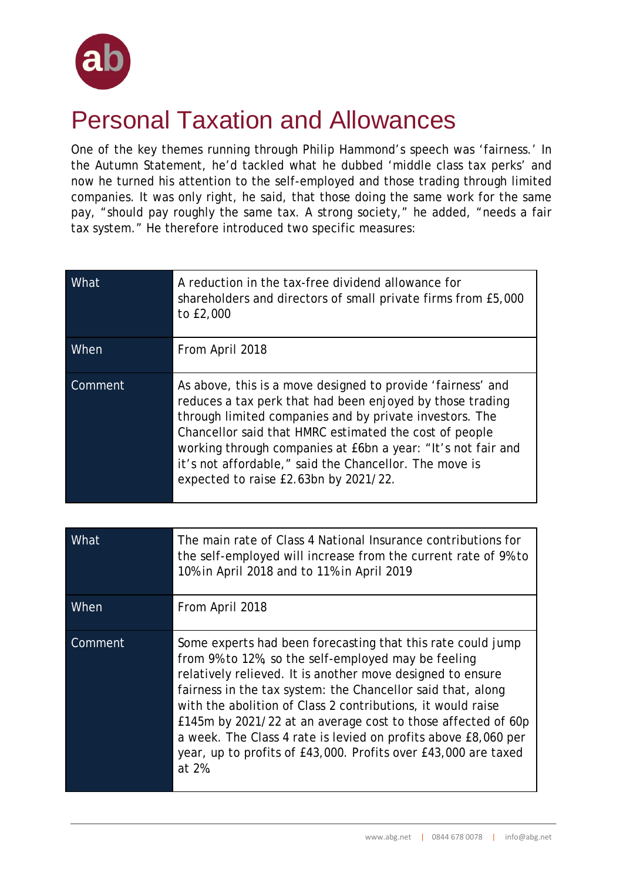# Personal Taxation and Allowances

One of the key themes running through Philip Hammond's speech was 'fairness.' In the Autumn Statement, he'd tackled what he dubbed 'middle class tax perks' and now he turned his attention to the self-employed and those trading through limited companies. It was only right, he said, that those doing the same work for the same pay, "should pay roughly the same tax. A strong society," he added, "needs a fair tax system." He therefore introduced two specific measures:

| | |
|---|---|
| What | A reduction in the tax-free dividend allowance for shareholders and directors of small private firms from £5,000 to £2,000 |
| When | From April 2018 |
| Comment | As above, this is a move designed to provide 'fairness' and reduces a tax perk that had been enjoyed by those trading through limited companies and by private investors. The Chancellor said that HMRC estimated the cost of people working through companies at £6bn a year: "It's not fair and it's not affordable," said the Chancellor. The move is expected to raise £2.63bn by 2021/22. |

| | |
|---|---|
| What | The main rate of Class 4 National Insurance contributions for the self-employed will increase from the current rate of 9% to 10% in April 2018 and to 11% in April 2019 |
| When | From April 2018 |
| Comment | Some experts had been forecasting that this rate could jump from 9% to 12%, so the self-employed may be feeling relatively relieved. It is another move designed to ensure fairness in the tax system: the Chancellor said that, along with the abolition of Class 2 contributions, it would raise £145m by 2021/22 at an average cost to those affected of 60p a week. The Class 4 rate is levied on profits above £8,060 per year, up to profits of £43,000. Profits over £43,000 are taxed at 2%. |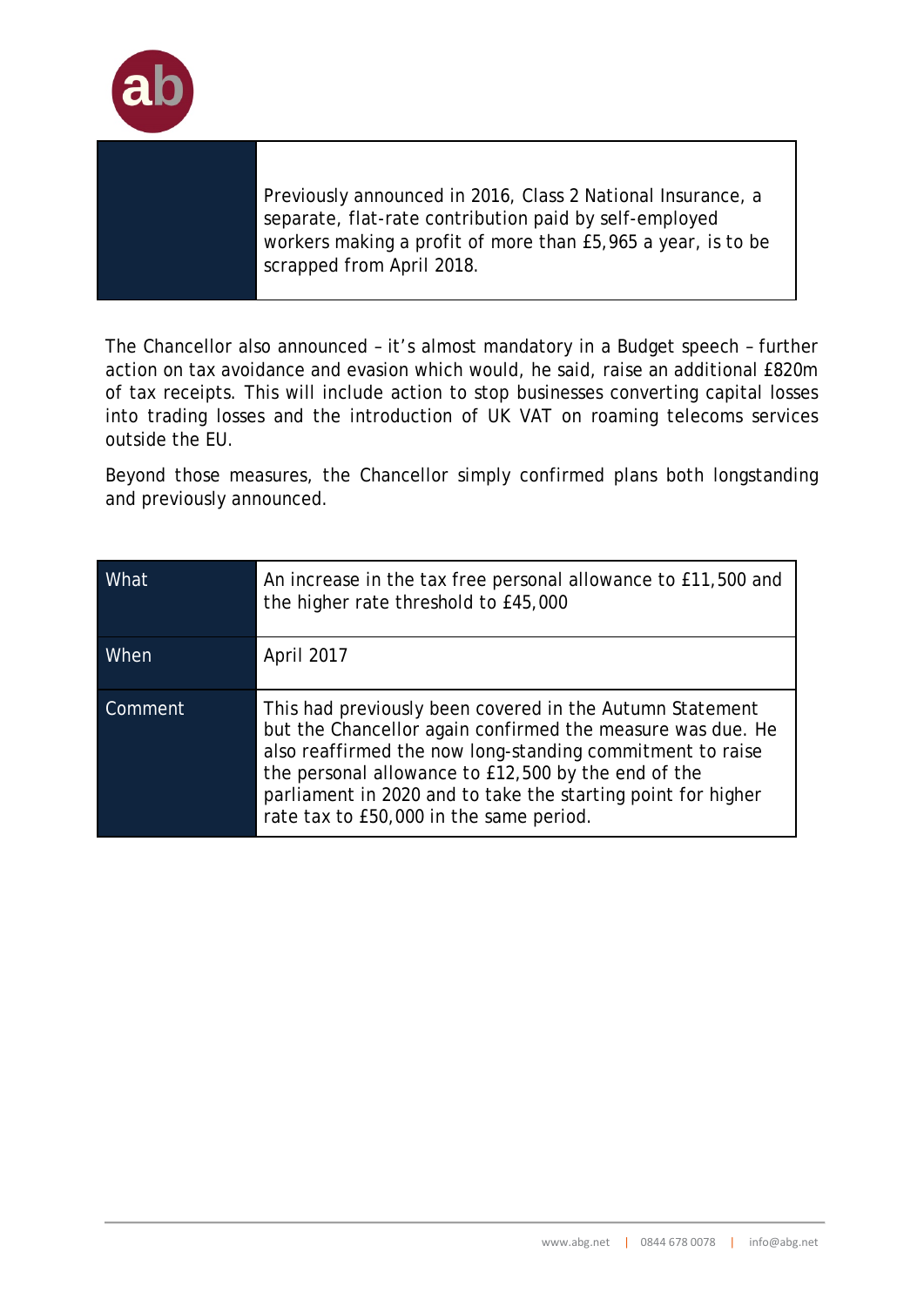| | |
|---|---|
| | Previously announced in 2016, Class 2 National Insurance, a separate, flat-rate contribution paid by self-employed workers making a profit of more than £5,965 a year, is to be scrapped from April 2018. |

The Chancellor also announced – it's almost mandatory in a Budget speech – further action on tax avoidance and evasion which would, he said, raise an additional £820m of tax receipts. This will include action to stop businesses converting capital losses into trading losses and the introduction of UK VAT on roaming telecoms services outside the EU.

Beyond those measures, the Chancellor simply confirmed plans both longstanding and previously announced.

| | |
|---|---|
| What | An increase in the tax free personal allowance to £11,500 and the higher rate threshold to £45,000 |
| When | April 2017 |
| Comment | This had previously been covered in the Autumn Statement but the Chancellor again confirmed the measure was due. He also reaffirmed the now long-standing commitment to raise the personal allowance to £12,500 by the end of the parliament in 2020 and to take the starting point for higher rate tax to £50,000 in the same period. |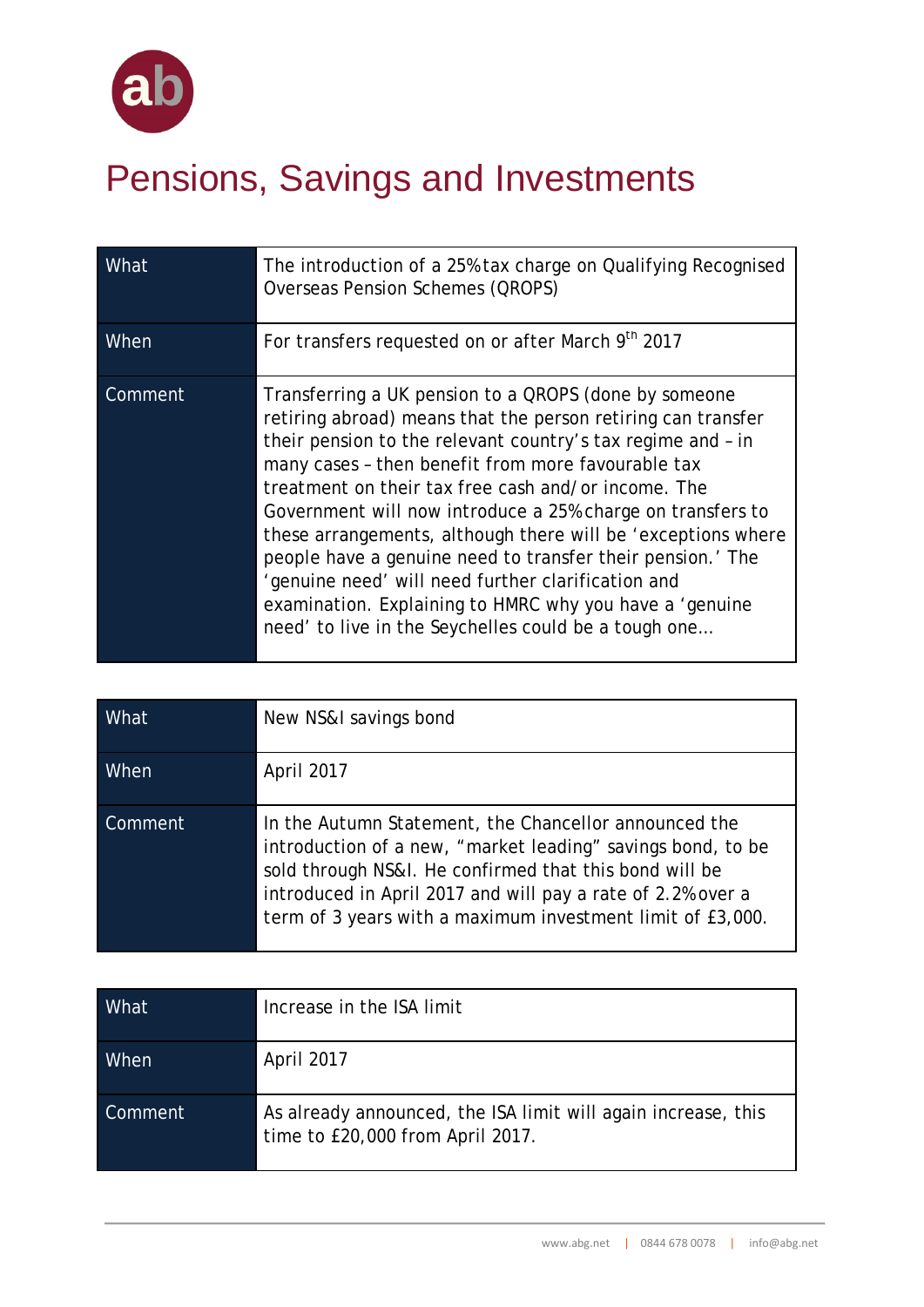# Pensions, Savings and Investments

| What | The introduction of a 25% tax charge on Qualifying Recognised Overseas Pension Schemes (QROPS) |
|---|---|
| When | For transfers requested on or after March 9th 2017 |
| Comment | Transferring a UK pension to a QROPS (done by someone retiring abroad) means that the person retiring can transfer their pension to the relevant country's tax regime and – in many cases – then benefit from more favourable tax treatment on their tax free cash and/or income. The Government will now introduce a 25% charge on transfers to these arrangements, although there will be 'exceptions where people have a genuine need to transfer their pension.' The 'genuine need' will need further clarification and examination. Explaining to HMRC why you have a 'genuine need' to live in the Seychelles could be a tough one... |

| What | New NS&I savings bond |
|---|---|
| When | April 2017 |
| Comment | In the Autumn Statement, the Chancellor announced the introduction of a new, "market leading" savings bond, to be sold through NS&I. He confirmed that this bond will be introduced in April 2017 and will pay a rate of 2.2% over a term of 3 years with a maximum investment limit of £3,000. |

| What | Increase in the ISA limit |
|---|---|
| When | April 2017 |
| Comment | As already announced, the ISA limit will again increase, this time to £20,000 from April 2017. |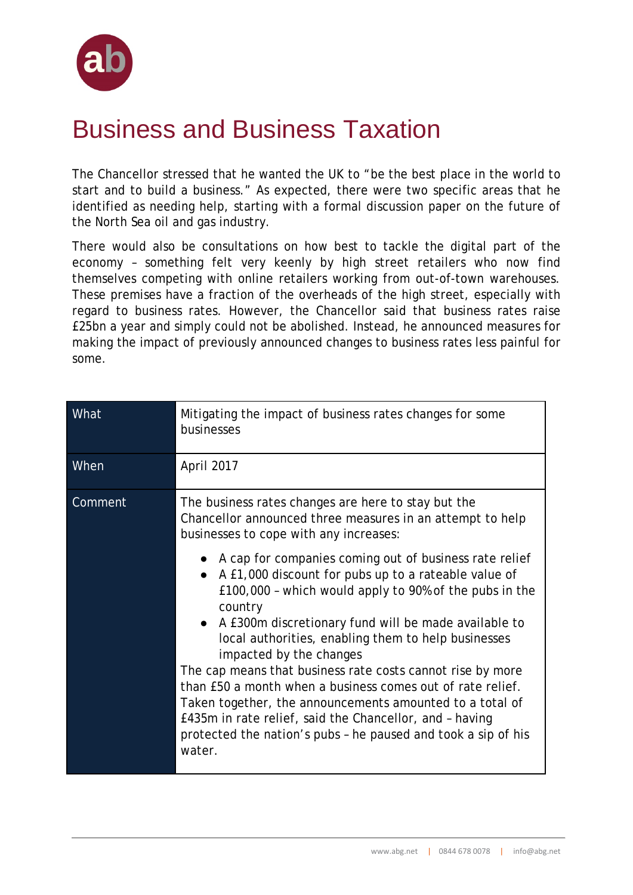# Business and Business Taxation

The Chancellor stressed that he wanted the UK to "be the best place in the world to start and to build a business." As expected, there were two specific areas that he identified as needing help, starting with a formal discussion paper on the future of the North Sea oil and gas industry.

There would also be consultations on how best to tackle the digital part of the economy – something felt very keenly by high street retailers who now find themselves competing with online retailers working from out-of-town warehouses. These premises have a fraction of the overheads of the high street, especially with regard to business rates. However, the Chancellor said that business rates raise £25bn a year and simply could not be abolished. Instead, he announced measures for making the impact of previously announced changes to business rates less painful for some.

| What | Mitigating the impact of business rates changes for some businesses |
|---|---|
| When | April 2017 |
| Comment | The business rates changes are here to stay but the Chancellor announced three measures in an attempt to help businesses to cope with any increases:<br>• A cap for companies coming out of business rate relief<br>• A £1,000 discount for pubs up to a rateable value of £100,000 – which would apply to 90% of the pubs in the country<br>• A £300m discretionary fund will be made available to local authorities, enabling them to help businesses impacted by the changes<br>The cap means that business rate costs cannot rise by more than £50 a month when a business comes out of rate relief. Taken together, the announcements amounted to a total of £435m in rate relief, said the Chancellor, and – having protected the nation's pubs – he paused and took a sip of his water. |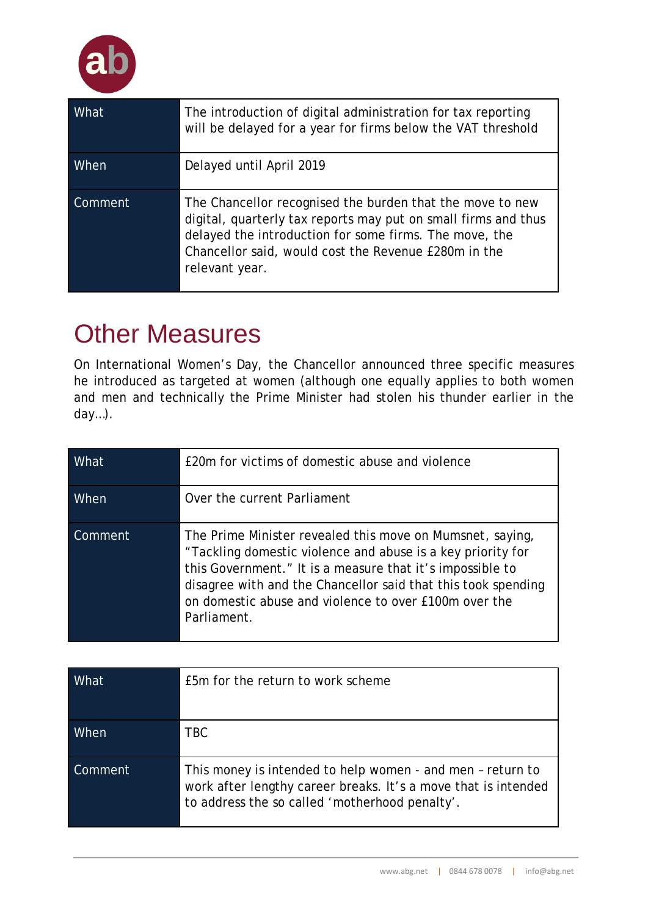| What | The introduction of digital administration for tax reporting will be delayed for a year for firms below the VAT threshold |
| --- | --- |
| When | Delayed until April 2019 |
| Comment | The Chancellor recognised the burden that the move to new digital, quarterly tax reports may put on small firms and thus delayed the introduction for some firms. The move, the Chancellor said, would cost the Revenue £280m in the relevant year. |

# Other Measures

On International Women's Day, the Chancellor announced three specific measures he introduced as targeted at women (although one equally applies to both women and men and technically the Prime Minister had stolen his thunder earlier in the day…).

| What | £20m for victims of domestic abuse and violence |
| --- | --- |
| When | Over the current Parliament |
| Comment | The Prime Minister revealed this move on Mumsnet, saying, "Tackling domestic violence and abuse is a key priority for this Government." It is a measure that it's impossible to disagree with and the Chancellor said that this took spending on domestic abuse and violence to over £100m over the Parliament. |

| What | £5m for the return to work scheme |
| --- | --- |
| When | TBC |
| Comment | This money is intended to help women - and men – return to work after lengthy career breaks. It's a move that is intended to address the so called 'motherhood penalty'. |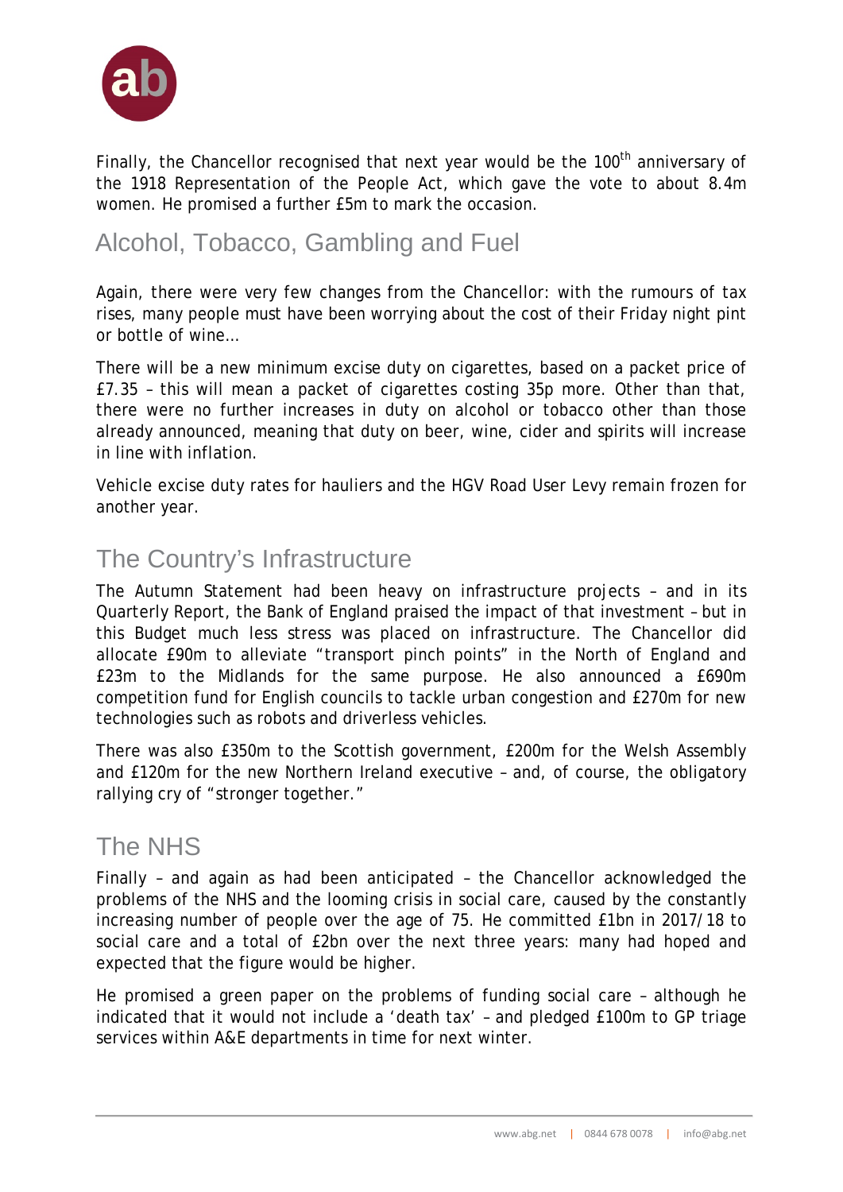Finally, the Chancellor recognised that next year would be the 100th anniversary of the 1918 Representation of the People Act, which gave the vote to about 8.4m women. He promised a further £5m to mark the occasion.

## Alcohol, Tobacco, Gambling and Fuel

Again, there were very few changes from the Chancellor: with the rumours of tax rises, many people must have been worrying about the cost of their Friday night pint or bottle of wine…

There will be a new minimum excise duty on cigarettes, based on a packet price of £7.35 – this will mean a packet of cigarettes costing 35p more. Other than that, there were no further increases in duty on alcohol or tobacco other than those already announced, meaning that duty on beer, wine, cider and spirits will increase in line with inflation.

Vehicle excise duty rates for hauliers and the HGV Road User Levy remain frozen for another year.

## The Country's Infrastructure

The Autumn Statement had been heavy on infrastructure projects – and in its Quarterly Report, the Bank of England praised the impact of that investment – but in this Budget much less stress was placed on infrastructure. The Chancellor did allocate £90m to alleviate "transport pinch points" in the North of England and £23m to the Midlands for the same purpose. He also announced a £690m competition fund for English councils to tackle urban congestion and £270m for new technologies such as robots and driverless vehicles.

There was also £350m to the Scottish government, £200m for the Welsh Assembly and £120m for the new Northern Ireland executive – and, of course, the obligatory rallying cry of "stronger together."

## The NHS

Finally – and again as had been anticipated – the Chancellor acknowledged the problems of the NHS and the looming crisis in social care, caused by the constantly increasing number of people over the age of 75. He committed £1bn in 2017/18 to social care and a total of £2bn over the next three years: many had hoped and expected that the figure would be higher.

He promised a green paper on the problems of funding social care – although he indicated that it would not include a 'death tax' – and pledged £100m to GP triage services within A&E departments in time for next winter.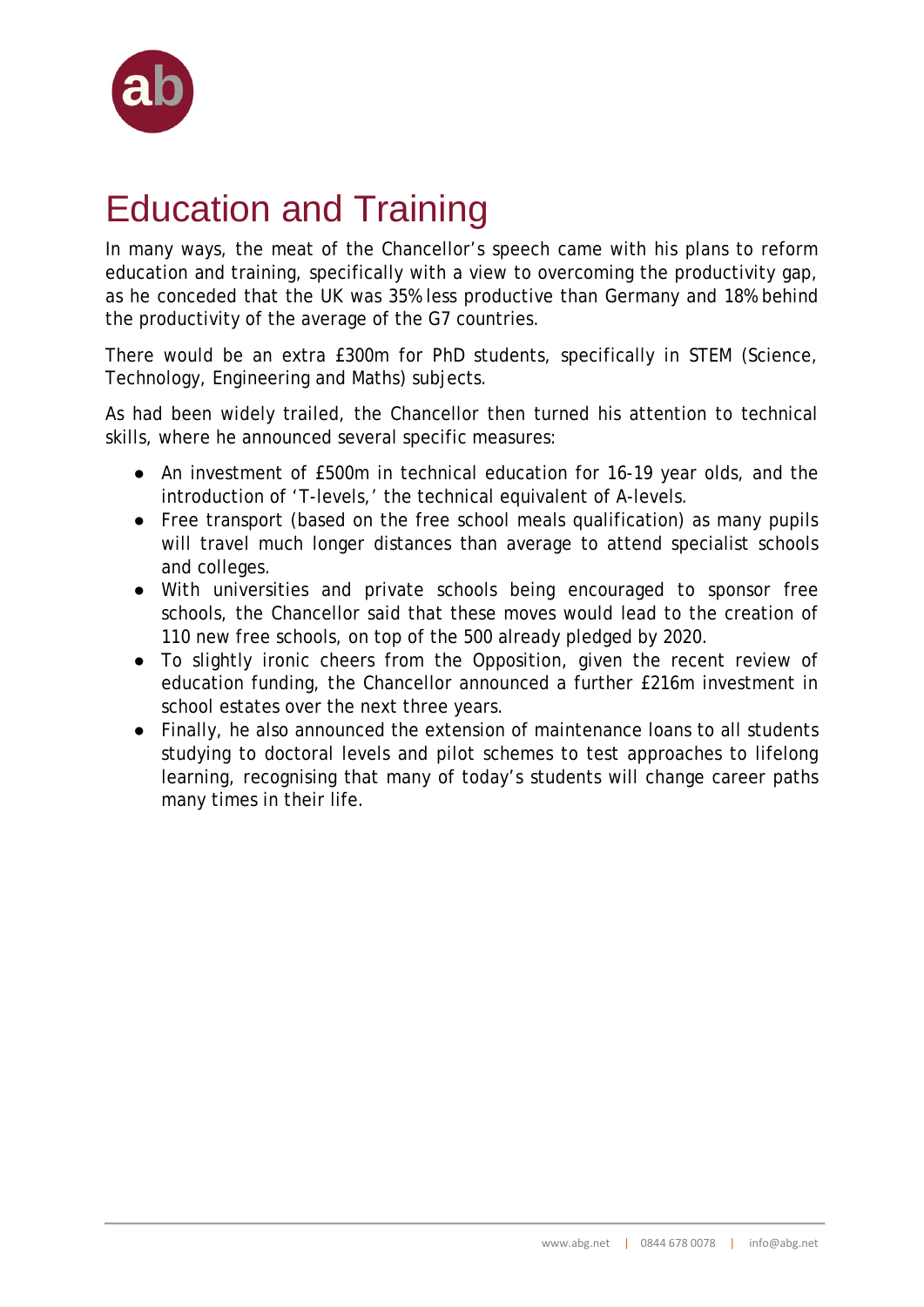# Education and Training

In many ways, the meat of the Chancellor's speech came with his plans to reform education and training, specifically with a view to overcoming the productivity gap, as he conceded that the UK was 35% less productive than Germany and 18% behind the productivity of the average of the G7 countries.

There would be an extra £300m for PhD students, specifically in STEM (Science, Technology, Engineering and Maths) subjects.

As had been widely trailed, the Chancellor then turned his attention to technical skills, where he announced several specific measures:

- An investment of £500m in technical education for 16-19 year olds, and the introduction of 'T-levels,' the technical equivalent of A-levels.
- Free transport (based on the free school meals qualification) as many pupils will travel much longer distances than average to attend specialist schools and colleges.
- With universities and private schools being encouraged to sponsor free schools, the Chancellor said that these moves would lead to the creation of 110 new free schools, on top of the 500 already pledged by 2020.
- To slightly ironic cheers from the Opposition, given the recent review of education funding, the Chancellor announced a further £216m investment in school estates over the next three years.
- Finally, he also announced the extension of maintenance loans to all students studying to doctoral levels and pilot schemes to test approaches to lifelong learning, recognising that many of today's students will change career paths many times in their life.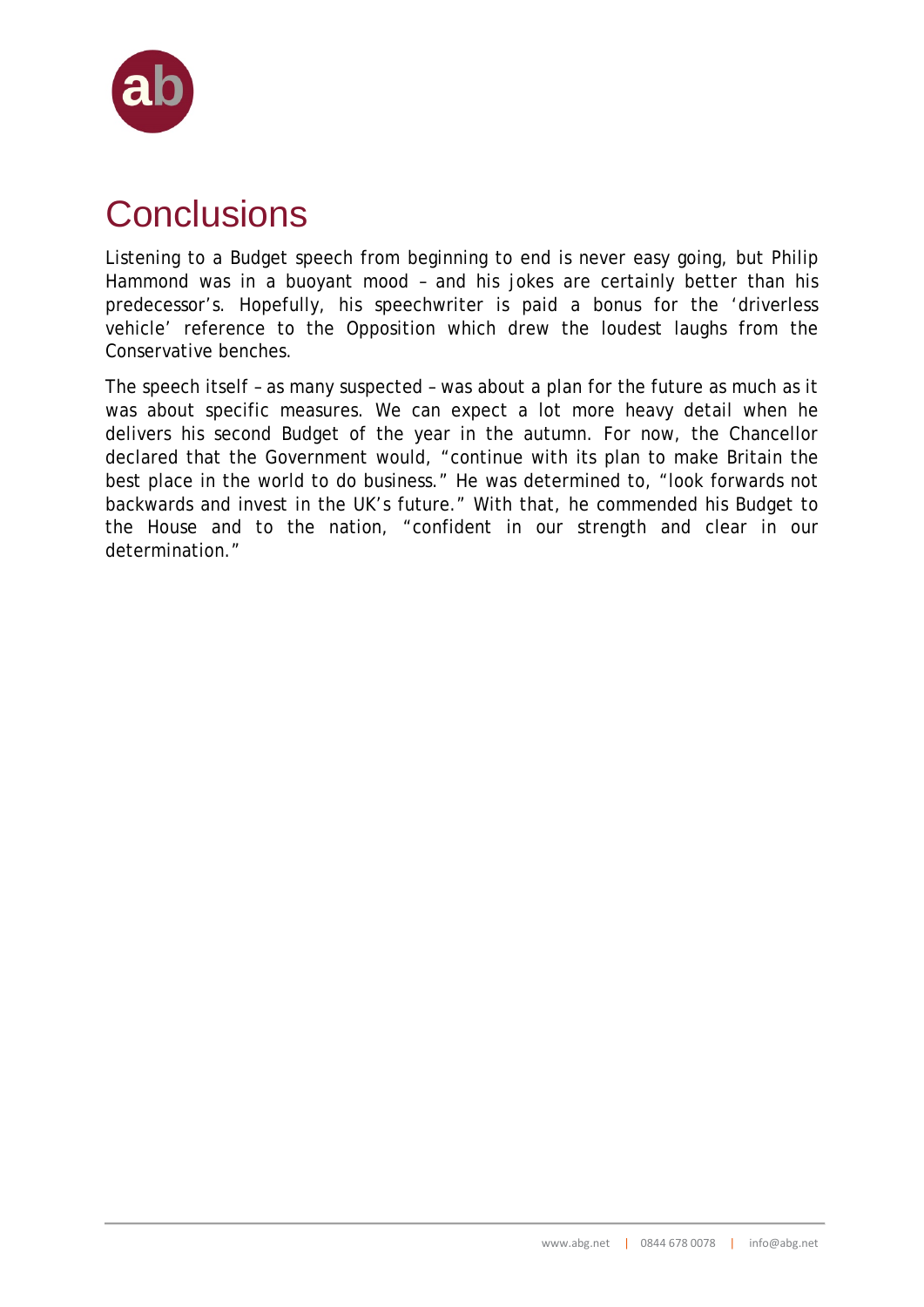# Conclusions

Listening to a Budget speech from beginning to end is never easy going, but Philip Hammond was in a buoyant mood – and his jokes are certainly better than his predecessor's. Hopefully, his speechwriter is paid a bonus for the 'driverless vehicle' reference to the Opposition which drew the loudest laughs from the Conservative benches.

The speech itself – as many suspected – was about a plan for the future as much as it was about specific measures. We can expect a lot more heavy detail when he delivers his second Budget of the year in the autumn. For now, the Chancellor declared that the Government would, "continue with its plan to make Britain the best place in the world to do business." He was determined to, "look forwards not backwards and invest in the UK's future." With that, he commended his Budget to the House and to the nation, "confident in our strength and clear in our determination."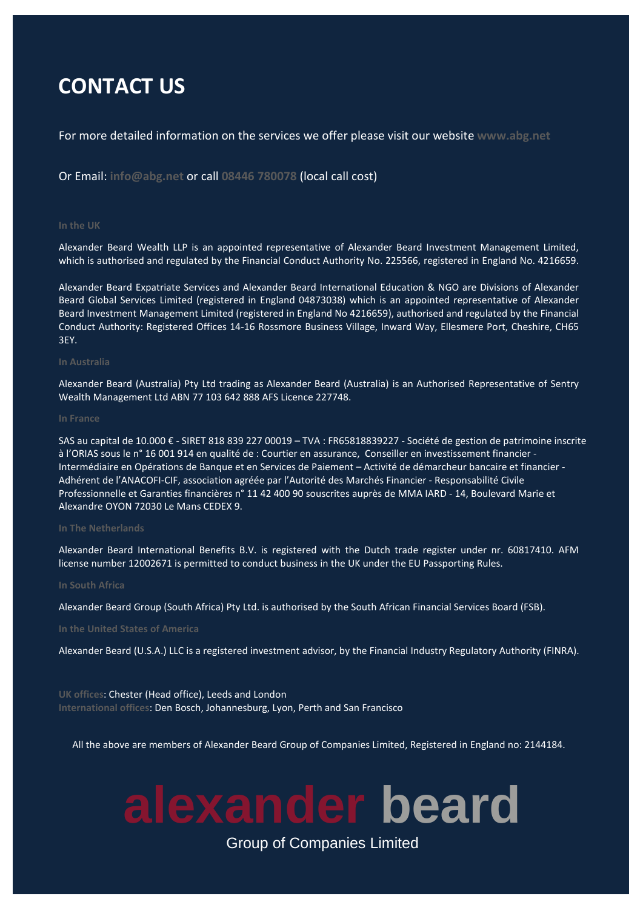# CONTACT US

For more detailed information on the services we offer please visit our website **www.abg.net**

Or Email: **info@abg.net** or call **08446 780078** (local call cost)

**In the UK**

Alexander Beard Wealth LLP is an appointed representative of Alexander Beard Investment Management Limited, which is authorised and regulated by the Financial Conduct Authority No. 225566, registered in England No. 4216659.

Alexander Beard Expatriate Services and Alexander Beard International Education & NGO are Divisions of Alexander Beard Global Services Limited (registered in England 04873038) which is an appointed representative of Alexander Beard Investment Management Limited (registered in England No 4216659), authorised and regulated by the Financial Conduct Authority: Registered Offices 14-16 Rossmore Business Village, Inward Way, Ellesmere Port, Cheshire, CH65 3EY.

**In Australia**

Alexander Beard (Australia) Pty Ltd trading as Alexander Beard (Australia) is an Authorised Representative of Sentry Wealth Management Ltd ABN 77 103 642 888 AFS Licence 227748.

**In France**

SAS au capital de 10.000 € - SIRET 818 839 227 00019 – TVA : FR65818839227 - Société de gestion de patrimoine inscrite à l'ORIAS sous le n° 16 001 914 en qualité de : Courtier en assurance, Conseiller en investissement financier - Intermédiaire en Opérations de Banque et en Services de Paiement – Activité de démarcheur bancaire et financier - Adhérent de l'ANACOFI-CIF, association agréée par l'Autorité des Marchés Financier - Responsabilité Civile Professionnelle et Garanties financières n° 11 42 400 90 souscrites auprès de MMA IARD - 14, Boulevard Marie et Alexandre OYON 72030 Le Mans CEDEX 9.

**In The Netherlands**

Alexander Beard International Benefits B.V. is registered with the Dutch trade register under nr. 60817410. AFM license number 12002671 is permitted to conduct business in the UK under the EU Passporting Rules.

**In South Africa**

Alexander Beard Group (South Africa) Pty Ltd. is authorised by the South African Financial Services Board (FSB).

**In the United States of America**

Alexander Beard (U.S.A.) LLC is a registered investment advisor, by the Financial Industry Regulatory Authority (FINRA).

**UK offices**: Chester (Head office), Leeds and London
**International offices**: Den Bosch, Johannesburg, Lyon, Perth and San Francisco

All the above are members of Alexander Beard Group of Companies Limited, Registered in England no: 2144184.

**alexander beard**

Group of Companies Limited